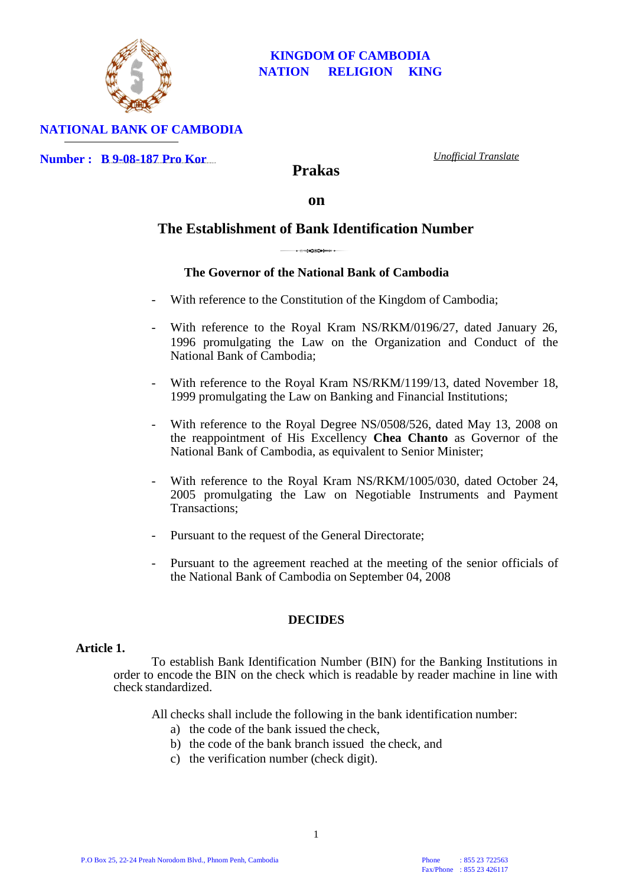**KINGDOM OF CAMBODIA**
**NATION RELIGION KING**

**NATIONAL BANK OF CAMBODIA**

**Number : B 9-08-187 Pro Kor**

*Unofficial Translate*

# Prakas

## on

## The Establishment of Bank Identification Number

**The Governor of the National Bank of Cambodia**

- With reference to the Constitution of the Kingdom of Cambodia;
- With reference to the Royal Kram NS/RKM/0196/27, dated January 26, 1996 promulgating the Law on the Organization and Conduct of the National Bank of Cambodia;
- With reference to the Royal Kram NS/RKM/1199/13, dated November 18, 1999 promulgating the Law on Banking and Financial Institutions;
- With reference to the Royal Degree NS/0508/526, dated May 13, 2008 on the reappointment of His Excellency **Chea Chanto** as Governor of the National Bank of Cambodia, as equivalent to Senior Minister;
- With reference to the Royal Kram NS/RKM/1005/030, dated October 24, 2005 promulgating the Law on Negotiable Instruments and Payment Transactions;
- Pursuant to the request of the General Directorate;
- Pursuant to the agreement reached at the meeting of the senior officials of the National Bank of Cambodia on September 04, 2008

**DECIDES**

**Article 1.**

To establish Bank Identification Number (BIN) for the Banking Institutions in order to encode the BIN on the check which is readable by reader machine in line with check standardized.

All checks shall include the following in the bank identification number:

a) the code of the bank issued the check,
b) the code of the bank branch issued the check, and
c) the verification number (check digit).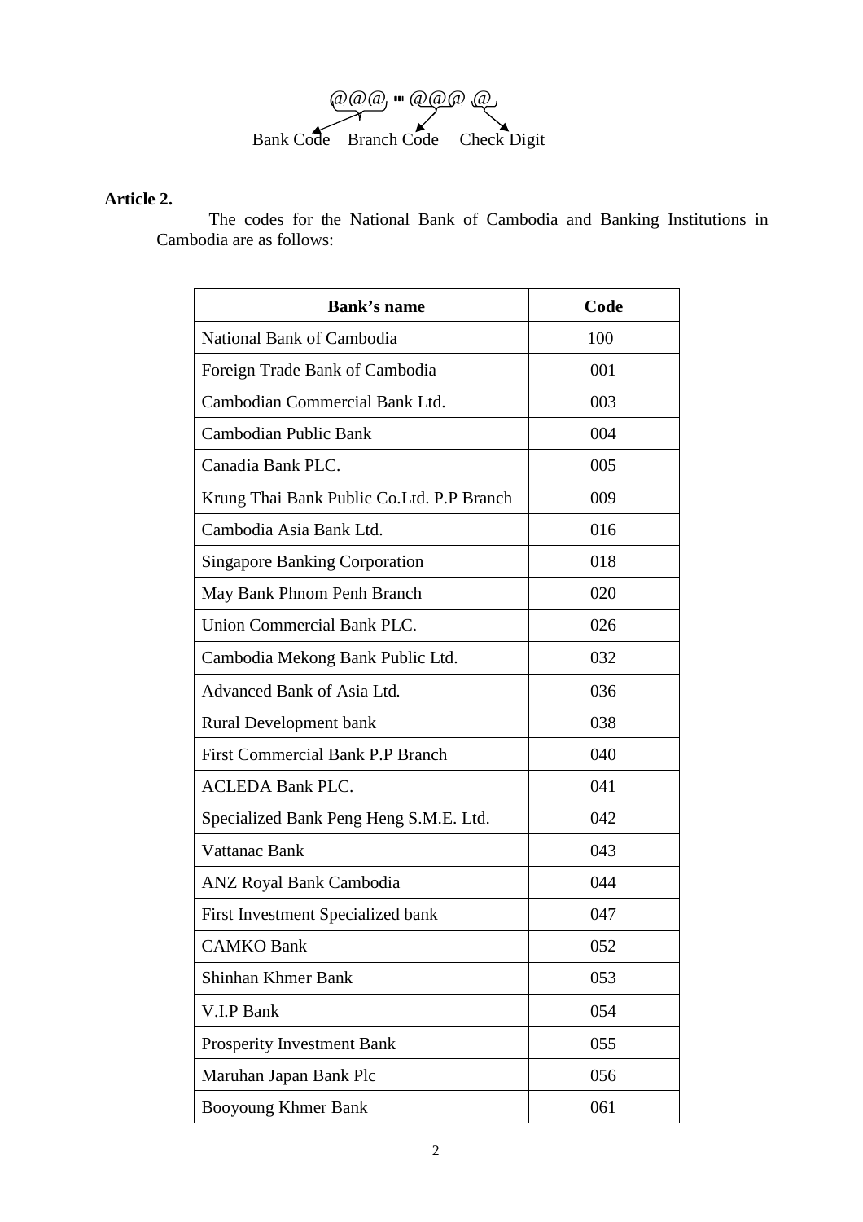@@@ - @@@ @

Bank Code   Branch Code   Check Digit

**Article 2.**

The codes for the National Bank of Cambodia and Banking Institutions in Cambodia are as follows:

| Bank's name | Code |
|---|---|
| National Bank of Cambodia | 100 |
| Foreign Trade Bank of Cambodia | 001 |
| Cambodian Commercial Bank Ltd. | 003 |
| Cambodian Public Bank | 004 |
| Canadia Bank PLC. | 005 |
| Krung Thai Bank Public Co.Ltd. P.P Branch | 009 |
| Cambodia Asia Bank Ltd. | 016 |
| Singapore Banking Corporation | 018 |
| May Bank Phnom Penh Branch | 020 |
| Union Commercial Bank PLC. | 026 |
| Cambodia Mekong Bank Public Ltd. | 032 |
| Advanced Bank of Asia Ltd. | 036 |
| Rural Development bank | 038 |
| First Commercial Bank P.P Branch | 040 |
| ACLEDA Bank PLC. | 041 |
| Specialized Bank Peng Heng S.M.E. Ltd. | 042 |
| Vattanac Bank | 043 |
| ANZ Royal Bank Cambodia | 044 |
| First Investment Specialized bank | 047 |
| CAMKO Bank | 052 |
| Shinhan Khmer Bank | 053 |
| V.I.P Bank | 054 |
| Prosperity Investment Bank | 055 |
| Maruhan Japan Bank Plc | 056 |
| Booyoung Khmer Bank | 061 |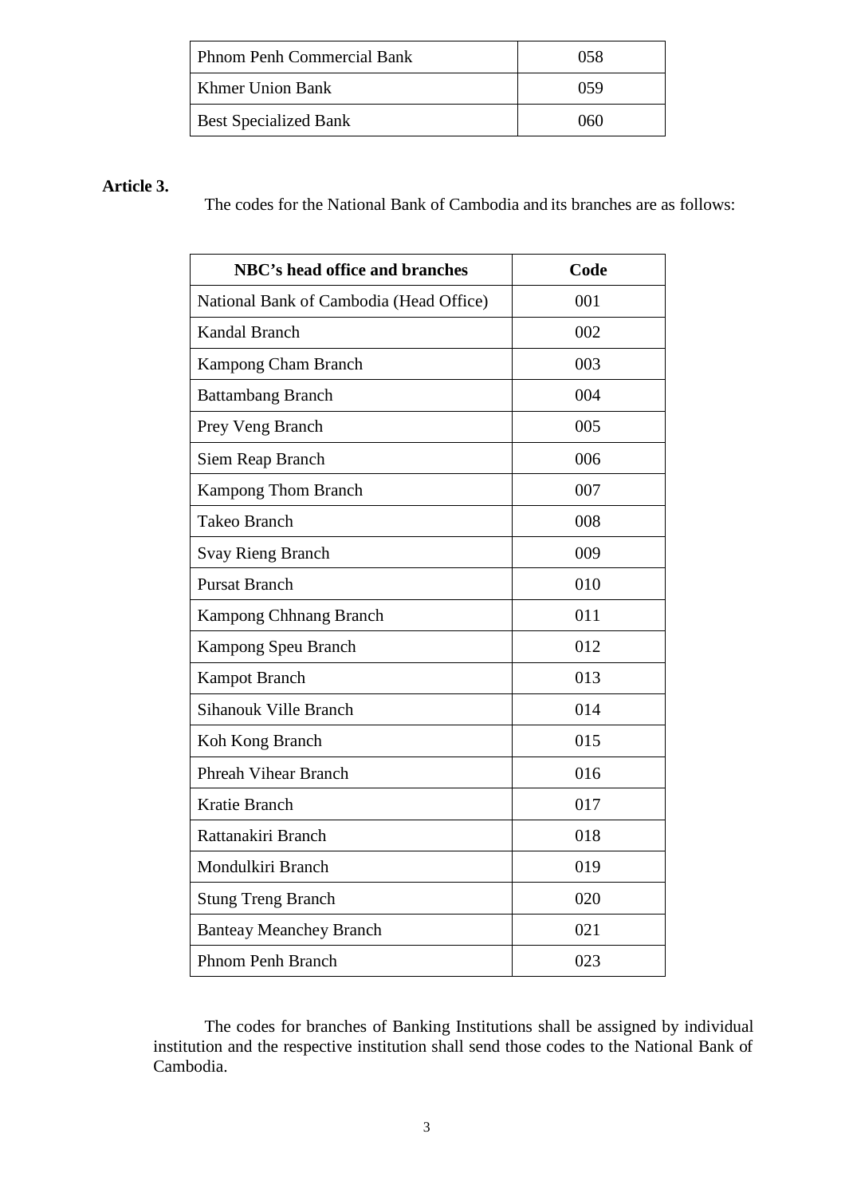| Phnom Penh Commercial Bank | 058 |
|---|---|
| Khmer Union Bank | 059 |
| Best Specialized Bank | 060 |

**Article 3.**

The codes for the National Bank of Cambodia and its branches are as follows:

| NBC's head office and branches | Code |
|---|---|
| National Bank of Cambodia (Head Office) | 001 |
| Kandal Branch | 002 |
| Kampong Cham Branch | 003 |
| Battambang Branch | 004 |
| Prey Veng Branch | 005 |
| Siem Reap Branch | 006 |
| Kampong Thom Branch | 007 |
| Takeo Branch | 008 |
| Svay Rieng Branch | 009 |
| Pursat Branch | 010 |
| Kampong Chhnang Branch | 011 |
| Kampong Speu Branch | 012 |
| Kampot Branch | 013 |
| Sihanouk Ville Branch | 014 |
| Koh Kong Branch | 015 |
| Phreah Vihear Branch | 016 |
| Kratie Branch | 017 |
| Rattanakiri Branch | 018 |
| Mondulkiri Branch | 019 |
| Stung Treng Branch | 020 |
| Banteay Meanchey Branch | 021 |
| Phnom Penh Branch | 023 |

The codes for branches of Banking Institutions shall be assigned by individual institution and the respective institution shall send those codes to the National Bank of Cambodia.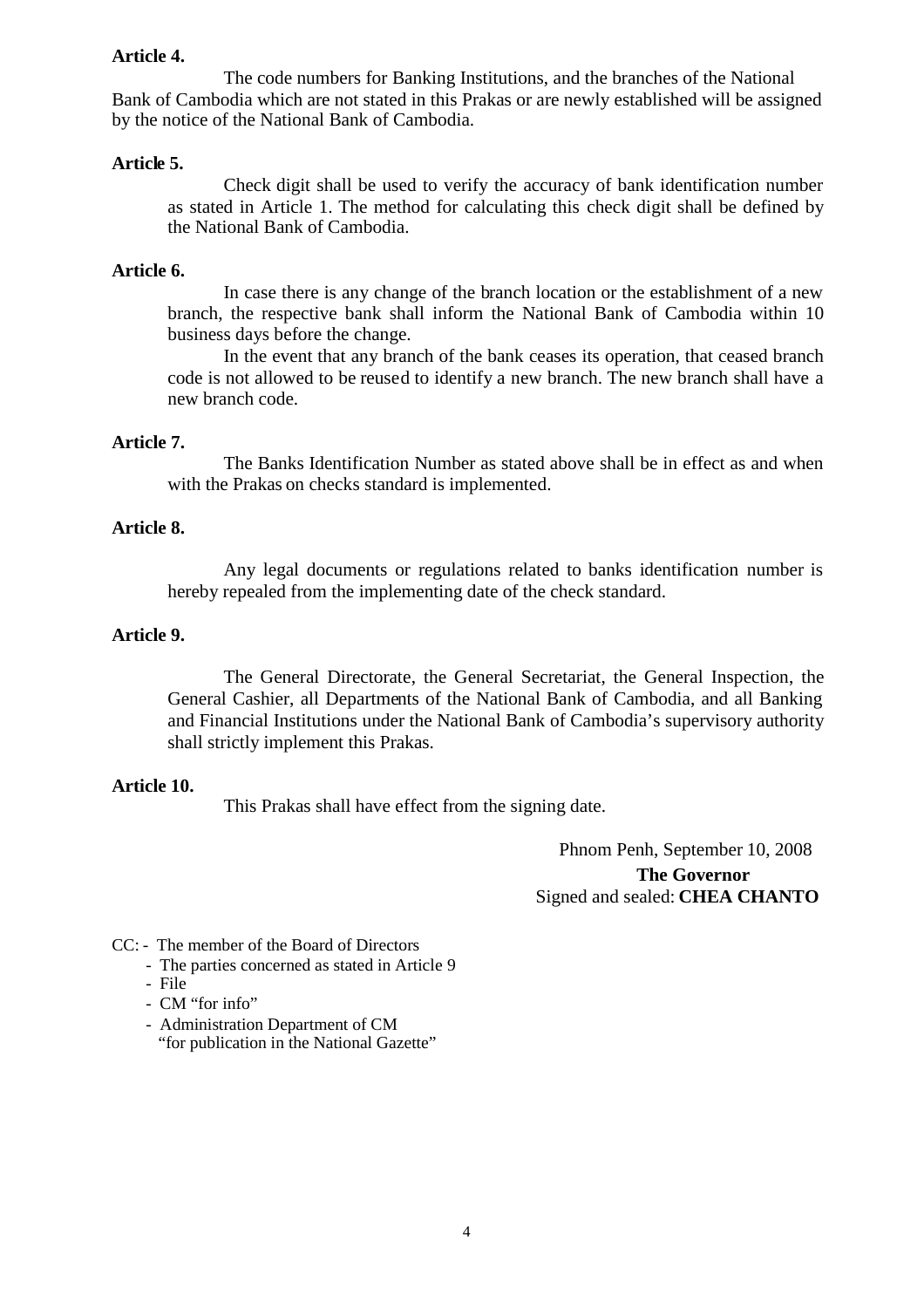**Article 4.**

The code numbers for Banking Institutions, and the branches of the National Bank of Cambodia which are not stated in this Prakas or are newly established will be assigned by the notice of the National Bank of Cambodia.

**Article 5.**

Check digit shall be used to verify the accuracy of bank identification number as stated in Article 1. The method for calculating this check digit shall be defined by the National Bank of Cambodia.

**Article 6.**

In case there is any change of the branch location or the establishment of a new branch, the respective bank shall inform the National Bank of Cambodia within 10 business days before the change.

In the event that any branch of the bank ceases its operation, that ceased branch code is not allowed to be reused to identify a new branch. The new branch shall have a new branch code.

**Article 7.**

The Banks Identification Number as stated above shall be in effect as and when with the Prakas on checks standard is implemented.

**Article 8.**

Any legal documents or regulations related to banks identification number is hereby repealed from the implementing date of the check standard.

**Article 9.**

The General Directorate, the General Secretariat, the General Inspection, the General Cashier, all Departments of the National Bank of Cambodia, and all Banking and Financial Institutions under the National Bank of Cambodia's supervisory authority shall strictly implement this Prakas.

**Article 10.**

This Prakas shall have effect from the signing date.

Phnom Penh, September 10, 2008

**The Governor**

Signed and sealed: **CHEA CHANTO**

CC: - The member of the Board of Directors
- The parties concerned as stated in Article 9
- File
- CM "for info"
- Administration Department of CM "for publication in the National Gazette"